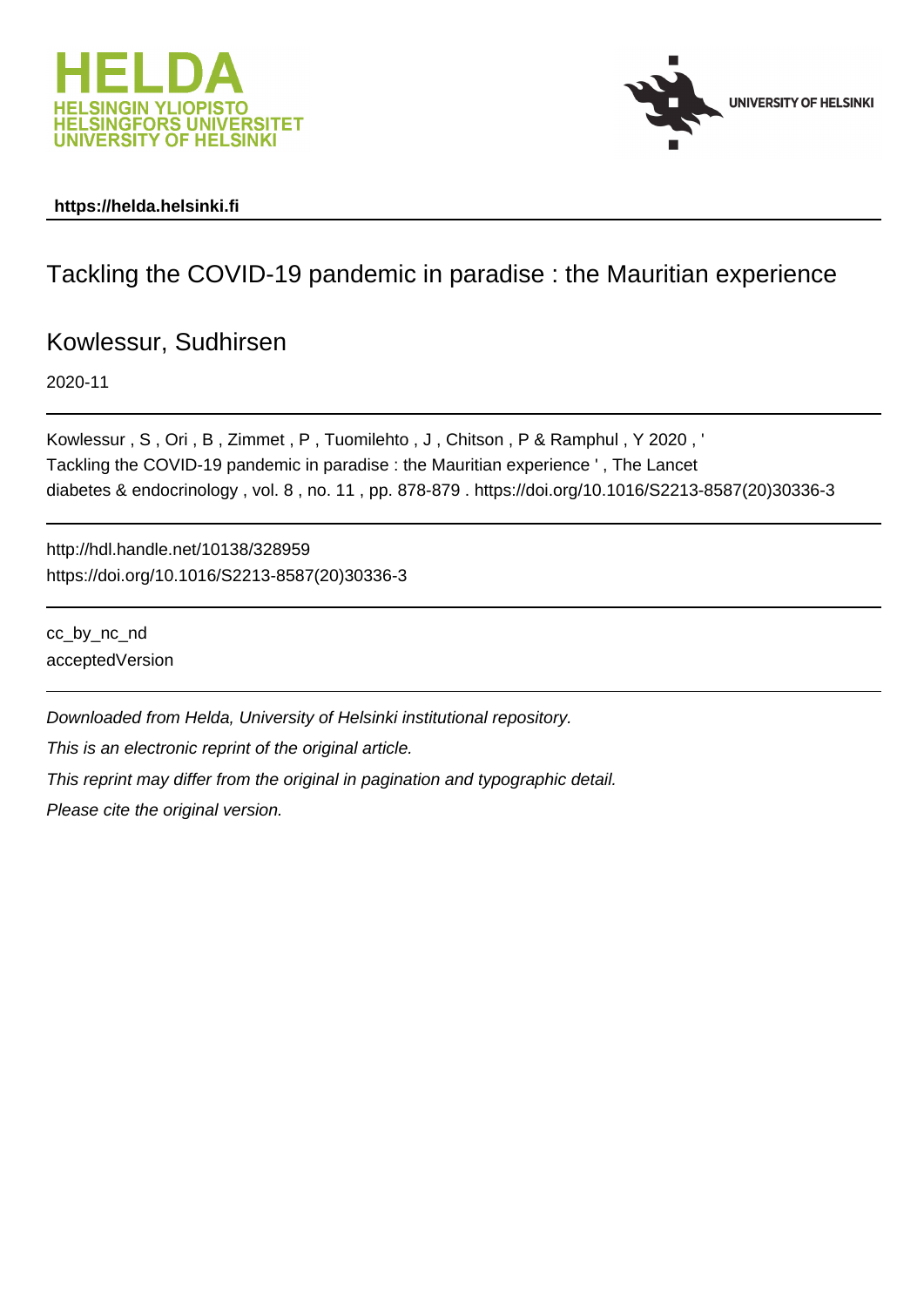https://helda.helsinki.fi

# Tackling the COVID-19 pandemic in paradise : the Mauritian experience

Kowlessur, Sudhirsen

2020-11

---

Kowlessur , S , Ori , B , Zimmet , P , Tuomilehto , J , Chitson , P & Ramphul , Y 2020 , ' Tackling the COVID-19 pandemic in paradise : the Mauritian experience ' , The Lancet diabetes & endocrinology , vol. 8 , no. 11 , pp. 878-879 . https://doi.org/10.1016/S2213-8587(20)30336-3

---

http://hdl.handle.net/10138/328959
https://doi.org/10.1016/S2213-8587(20)30336-3

---

cc_by_nc_nd
acceptedVersion

---

*Downloaded from Helda, University of Helsinki institutional repository.*

*This is an electronic reprint of the original article.*

*This reprint may differ from the original in pagination and typographic detail.*

*Please cite the original version.*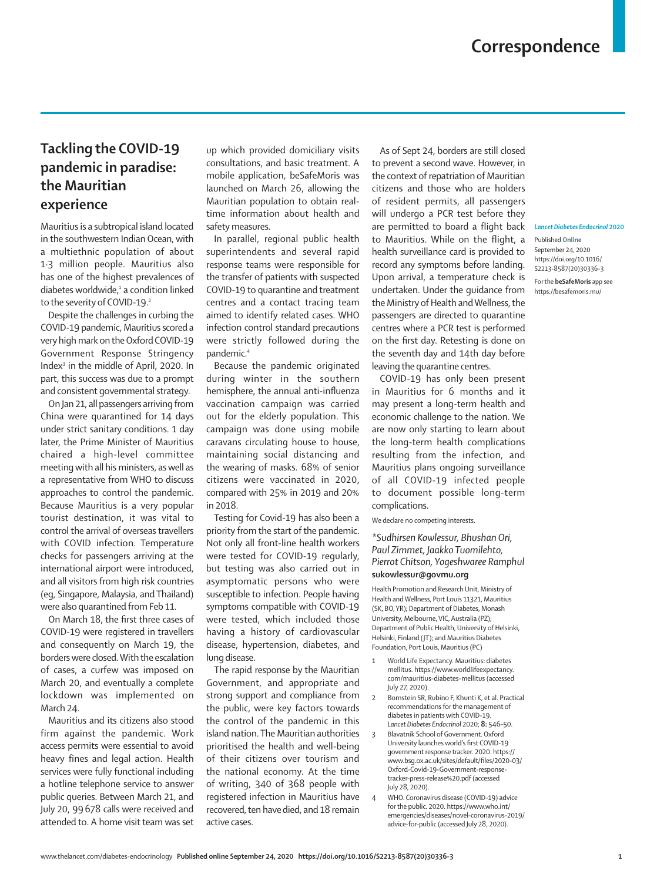# Correspondence

## Tackling the COVID-19 pandemic in paradise: the Mauritian experience

Mauritius is a subtropical island located in the southwestern Indian Ocean, with a multiethnic population of about 1·3 million people. Mauritius also has one of the highest prevalences of diabetes worldwide,[1] a condition linked to the severity of COVID-19.[2]

Despite the challenges in curbing the COVID-19 pandemic, Mauritius scored a very high mark on the Oxford COVID-19 Government Response Stringency Index[3] in the middle of April, 2020. In part, this success was due to a prompt and consistent governmental strategy.

On Jan 21, all passengers arriving from China were quarantined for 14 days under strict sanitary conditions. 1 day later, the Prime Minister of Mauritius chaired a high-level committee meeting with all his ministers, as well as a representative from WHO to discuss approaches to control the pandemic. Because Mauritius is a very popular tourist destination, it was vital to control the arrival of overseas travellers with COVID infection. Temperature checks for passengers arriving at the international airport were introduced, and all visitors from high risk countries (eg, Singapore, Malaysia, and Thailand) were also quarantined from Feb 11.

On March 18, the first three cases of COVID-19 were registered in travellers and consequently on March 19, the borders were closed. With the escalation of cases, a curfew was imposed on March 20, and eventually a complete lockdown was implemented on March 24.

Mauritius and its citizens also stood firm against the pandemic. Work access permits were essential to avoid heavy fines and legal action. Health services were fully functional including a hotline telephone service to answer public queries. Between March 21, and July 20, 99 678 calls were received and attended to. A home visit team was set up which provided domiciliary visits consultations, and basic treatment. A mobile application, beSafeMoris was launched on March 26, allowing the Mauritian population to obtain real-time information about health and safety measures.

In parallel, regional public health superintendents and several rapid response teams were responsible for the transfer of patients with suspected COVID-19 to quarantine and treatment centres and a contact tracing team aimed to identify related cases. WHO infection control standard precautions were strictly followed during the pandemic.[4]

Because the pandemic originated during winter in the southern hemisphere, the annual anti-influenza vaccination campaign was carried out for the elderly population. This campaign was done using mobile caravans circulating house to house, maintaining social distancing and the wearing of masks. 68% of senior citizens were vaccinated in 2020, compared with 25% in 2019 and 20% in 2018.

Testing for Covid-19 has also been a priority from the start of the pandemic. Not only all front-line health workers were tested for COVID-19 regularly, but testing was also carried out in asymptomatic persons who were susceptible to infection. People having symptoms compatible with COVID-19 were tested, which included those having a history of cardiovascular disease, hypertension, diabetes, and lung disease.

The rapid response by the Mauritian Government, and appropriate and strong support and compliance from the public, were key factors towards the control of the pandemic in this island nation. The Mauritian authorities prioritised the health and well-being of their citizens over tourism and the national economy. At the time of writing, 340 of 368 people with registered infection in Mauritius have recovered, ten have died, and 18 remain active cases.

As of Sept 24, borders are still closed to prevent a second wave. However, in the context of repatriation of Mauritian citizens and those who are holders of resident permits, all passengers will undergo a PCR test before they are permitted to board a flight back to Mauritius. While on the flight, a health surveillance card is provided to record any symptoms before landing. Upon arrival, a temperature check is undertaken. Under the guidance from the Ministry of Health and Wellness, the passengers are directed to quarantine centres where a PCR test is performed on the first day. Retesting is done on the seventh day and 14th day before leaving the quarantine centres.

COVID-19 has only been present in Mauritius for 6 months and it may present a long-term health and economic challenge to the nation. We are now only starting to learn about the long-term health complications resulting from the infection, and Mauritius plans ongoing surveillance of all COVID-19 infected people to document possible long-term complications.

We declare no competing interests.

*Sudhirsen Kowlessur, Bhushan Ori, Paul Zimmet, Jaakko Tuomilehto, Pierrot Chitson, Yogeshwaree Ramphul*
**sukowlessur@govmu.org**

Health Promotion and Research Unit, Ministry of Health and Wellness, Port Louis 11321, Mauritius (SK, BO, YR); Department of Diabetes, Monash University, Melbourne, VIC, Australia (PZ); Department of Public Health, University of Helsinki, Helsinki, Finland (JT); and Mauritius Diabetes Foundation, Port Louis, Mauritius (PC)

*Lancet Diabetes Endocrinol* 2020

Published Online September 24, 2020 https://doi.org/10.1016/S2213-8587(20)30336-3

For the **beSafeMoris** app see https://besafemoris.mu/

1. World Life Expectancy. Mauritius: diabetes mellitus. https://www.worldlifeexpectancy.com/mauritius-diabetes-mellitus (accessed July 27, 2020).
2. Bornstein SR, Rubino F, Khunti K, et al. Practical recommendations for the management of diabetes in patients with COVID-19. *Lancet Diabetes Endocrinol* 2020; **8:** 546–50.
3. Blavatnik School of Government. Oxford University launches world's first COVID-19 government response tracker. 2020. https://www.bsg.ox.ac.uk/sites/default/files/2020-03/Oxford-Covid-19-Government-response-tracker-press-release%20.pdf (accessed July 28, 2020).
4. WHO. Coronavirus disease (COVID-19) advice for the public. 2020. https://www.who.int/emergencies/diseases/novel-coronavirus-2019/advice-for-public (accessed July 28, 2020).